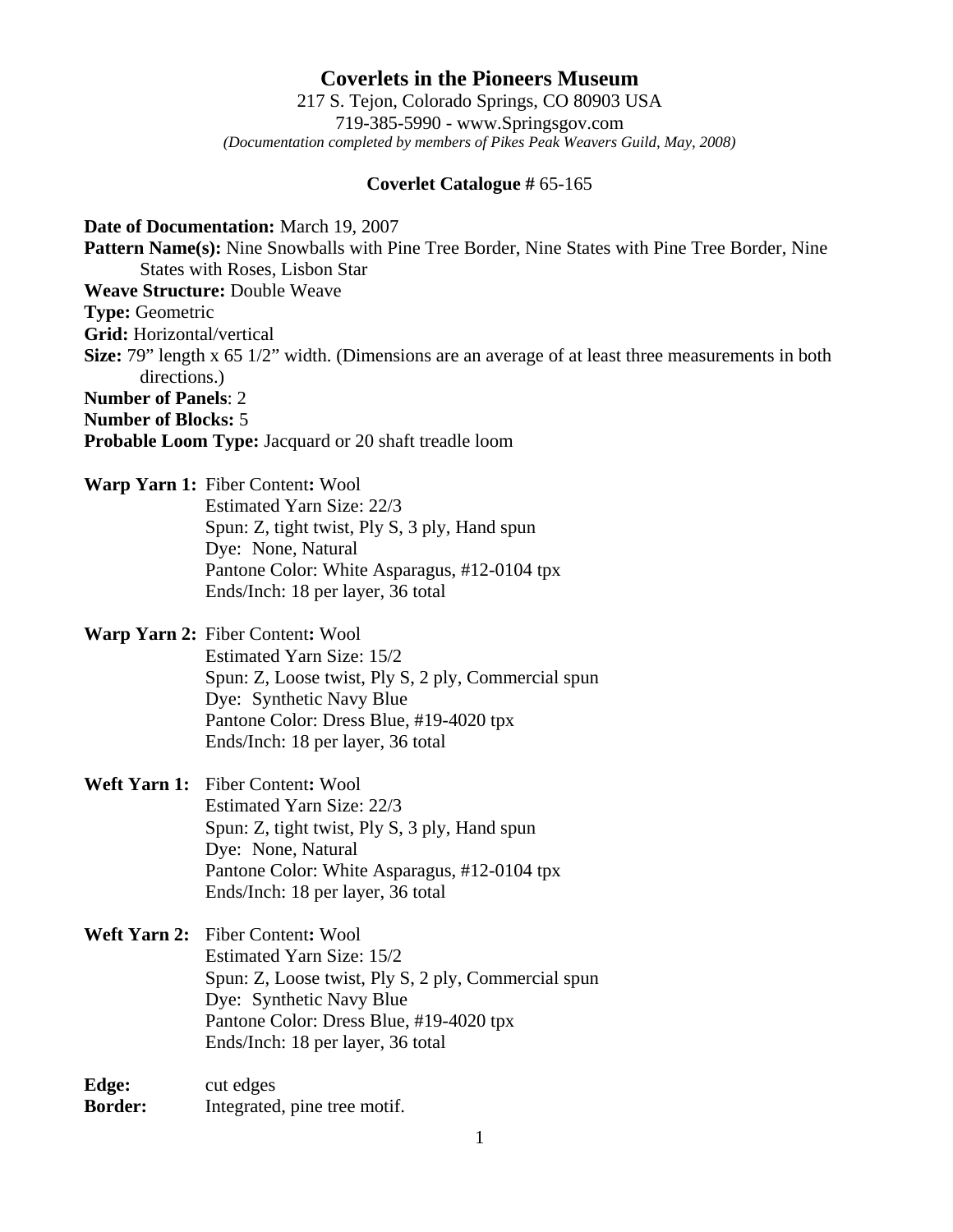# Coverlets in the Pioneers Museum

217 S. Tejon, Colorado Springs, CO 80903 USA
719-385-5990 - www.Springsgov.com
*(Documentation completed by members of Pikes Peak Weavers Guild, May, 2008)*

**Coverlet Catalogue #** 65-165

**Date of Documentation:** March 19, 2007
**Pattern Name(s):** Nine Snowballs with Pine Tree Border, Nine States with Pine Tree Border, Nine States with Roses, Lisbon Star
**Weave Structure:** Double Weave
**Type:** Geometric
**Grid:** Horizontal/vertical
**Size:** 79" length x 65 1/2" width. (Dimensions are an average of at least three measurements in both directions.)
**Number of Panels**: 2
**Number of Blocks:** 5
**Probable Loom Type:** Jacquard or 20 shaft treadle loom

**Warp Yarn 1:** Fiber Content**:** Wool
Estimated Yarn Size: 22/3
Spun: Z, tight twist, Ply S, 3 ply, Hand spun
Dye: None, Natural
Pantone Color: White Asparagus, #12-0104 tpx
Ends/Inch: 18 per layer, 36 total

**Warp Yarn 2:** Fiber Content**:** Wool
Estimated Yarn Size: 15/2
Spun: Z, Loose twist, Ply S, 2 ply, Commercial spun
Dye: Synthetic Navy Blue
Pantone Color: Dress Blue, #19-4020 tpx
Ends/Inch: 18 per layer, 36 total

**Weft Yarn 1:** Fiber Content**:** Wool
Estimated Yarn Size: 22/3
Spun: Z, tight twist, Ply S, 3 ply, Hand spun
Dye: None, Natural
Pantone Color: White Asparagus, #12-0104 tpx
Ends/Inch: 18 per layer, 36 total

**Weft Yarn 2:** Fiber Content**:** Wool
Estimated Yarn Size: 15/2
Spun: Z, Loose twist, Ply S, 2 ply, Commercial spun
Dye: Synthetic Navy Blue
Pantone Color: Dress Blue, #19-4020 tpx
Ends/Inch: 18 per layer, 36 total

**Edge:** cut edges
**Border:** Integrated, pine tree motif.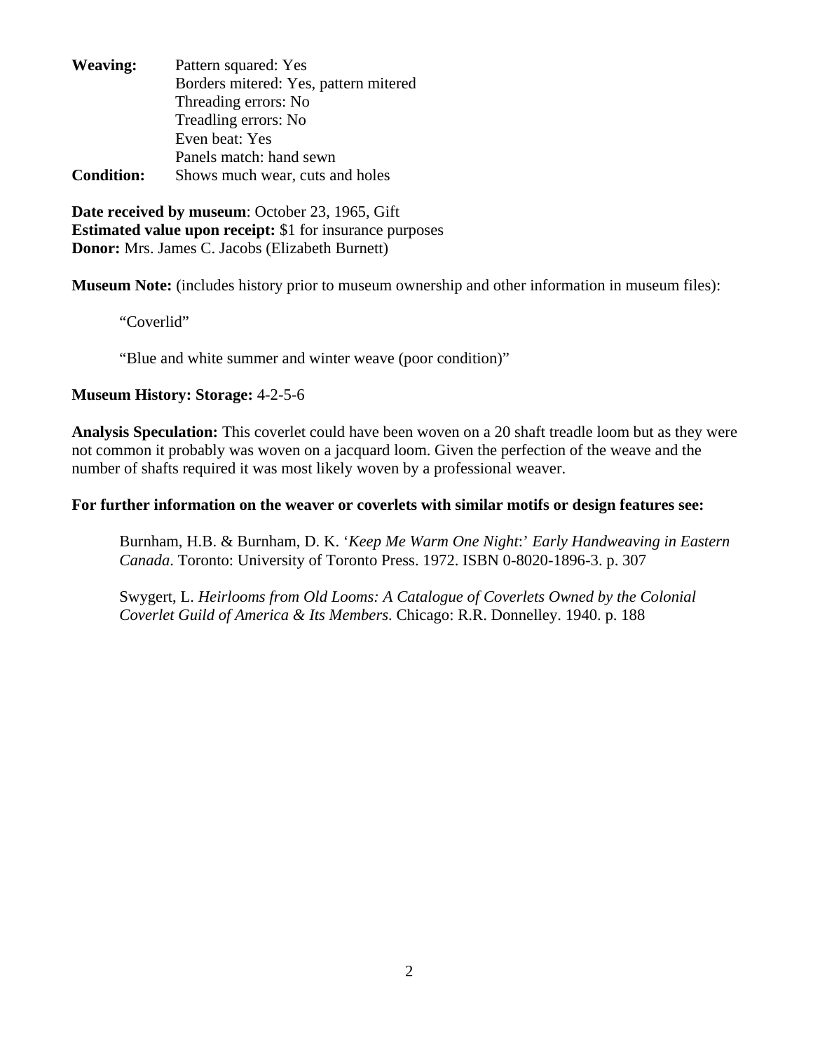**Weaving:** Pattern squared: Yes
Borders mitered: Yes, pattern mitered
Threading errors: No
Treadling errors: No
Even beat: Yes
Panels match: hand sewn

**Condition:** Shows much wear, cuts and holes

**Date received by museum**: October 23, 1965, Gift
**Estimated value upon receipt:** $1 for insurance purposes
**Donor:** Mrs. James C. Jacobs (Elizabeth Burnett)

**Museum Note:** (includes history prior to museum ownership and other information in museum files):

> "Coverlid"
>
> "Blue and white summer and winter weave (poor condition)"

**Museum History: Storage:** 4-2-5-6

**Analysis Speculation:** This coverlet could have been woven on a 20 shaft treadle loom but as they were not common it probably was woven on a jacquard loom. Given the perfection of the weave and the number of shafts required it was most likely woven by a professional weaver.

**For further information on the weaver or coverlets with similar motifs or design features see:**

> Burnham, H.B. & Burnham, D. K. '*Keep Me Warm One Night*:' *Early Handweaving in Eastern Canada*. Toronto: University of Toronto Press. 1972. ISBN 0-8020-1896-3. p. 307
>
> Swygert, L. *Heirlooms from Old Looms: A Catalogue of Coverlets Owned by the Colonial Coverlet Guild of America & Its Members*. Chicago: R.R. Donnelley. 1940. p. 188